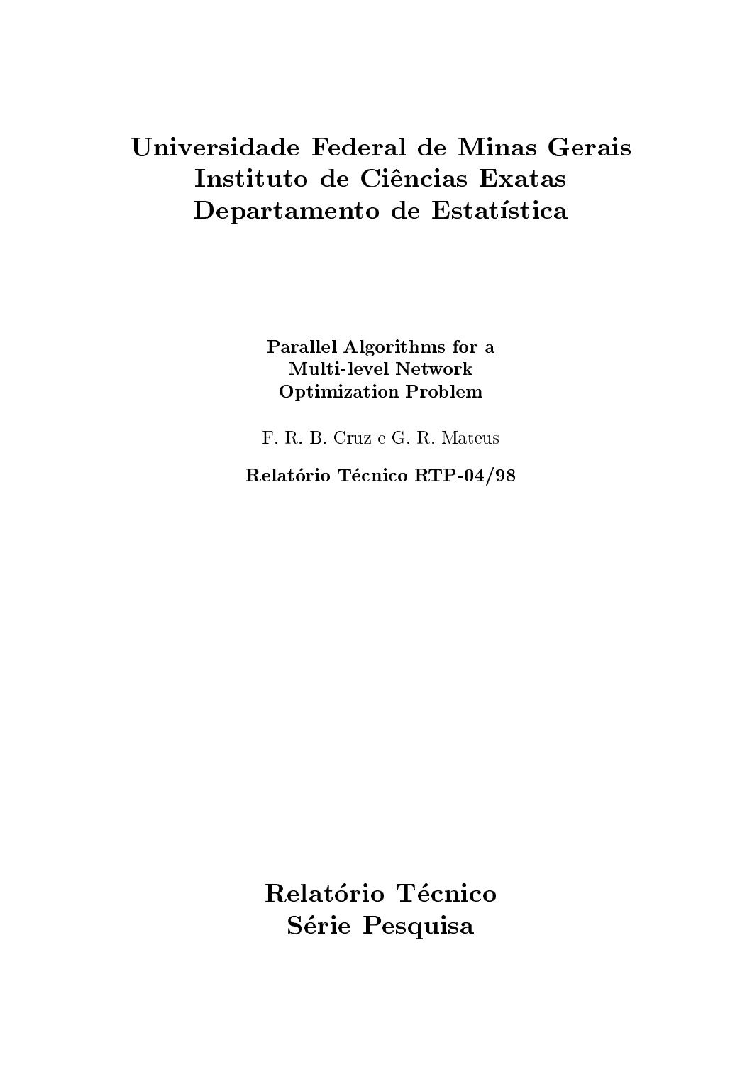# Universidade Federal de Minas Gerais
# Instituto de Ciências Exatas
# Departamento de Estatística

**Parallel Algorithms for a Multi-level Network Optimization Problem**

F. R. B. Cruz e G. R. Mateus

**Relatório Técnico RTP-04/98**

# Relatório Técnico
# Série Pesquisa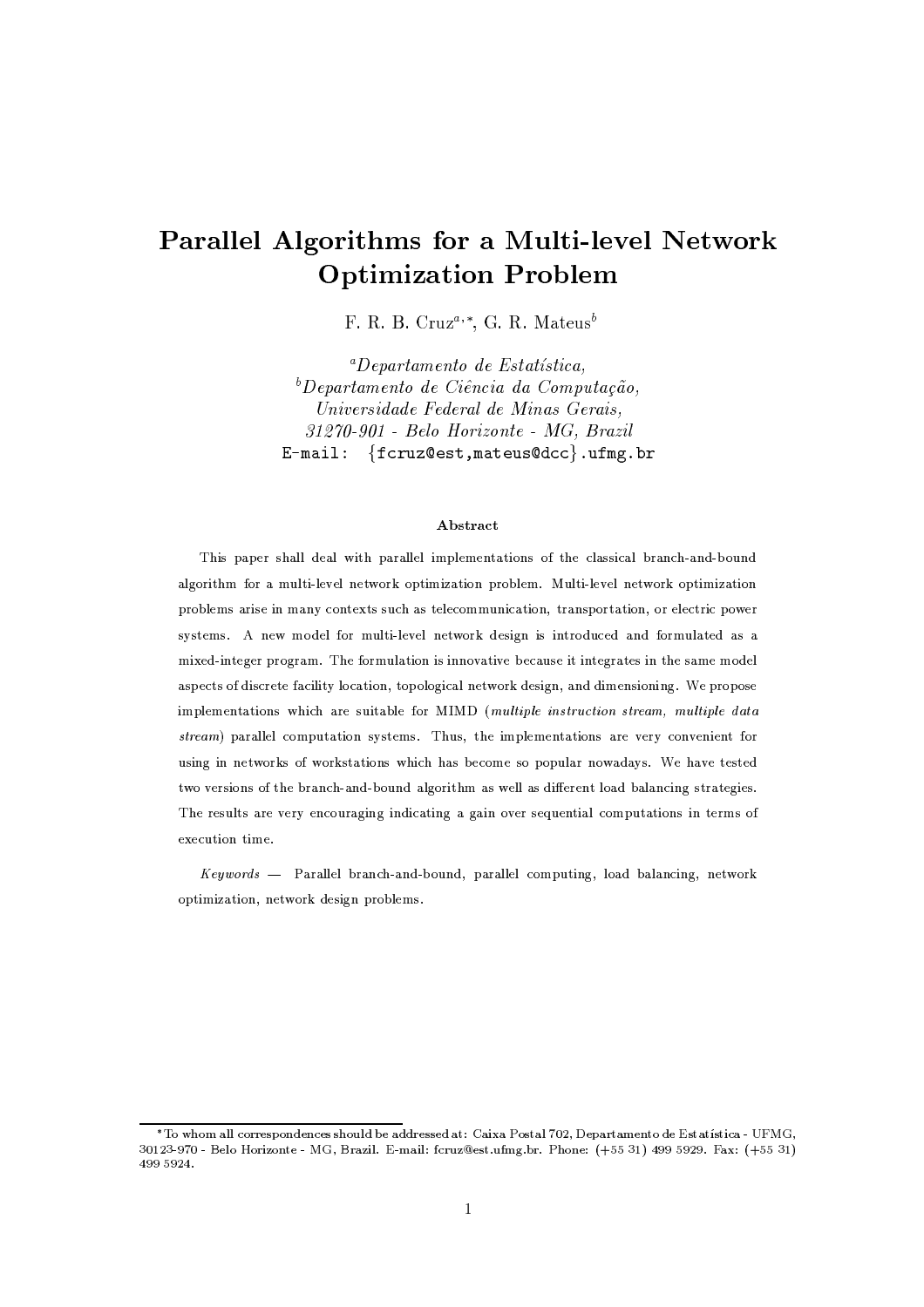# Parallel Algorithms for a Multi-level Network Optimization Problem

F. R. B. Cruz[a,*], G. R. Mateus[b]

[a]*Departamento de Estatística,*
[b]*Departamento de Ciência da Computação,*
*Universidade Federal de Minas Gerais,*
*31270-901 - Belo Horizonte - MG, Brazil*
E-mail: {fcruz@est,mateus@dcc}.ufmg.br

### Abstract

This paper shall deal with parallel implementations of the classical branch-and-bound algorithm for a multi-level network optimization problem. Multi-level network optimization problems arise in many contexts such as telecommunication, transportation, or electric power systems. A new model for multi-level network design is introduced and formulated as a mixed-integer program. The formulation is innovative because it integrates in the same model aspects of discrete facility location, topological network design, and dimensioning. We propose implementations which are suitable for MIMD (*multiple instruction stream, multiple data stream*) parallel computation systems. Thus, the implementations are very convenient for using in networks of workstations which has become so popular nowadays. We have tested two versions of the branch-and-bound algorithm as well as different load balancing strategies. The results are very encouraging indicating a gain over sequential computations in terms of execution time.

*Keywords* — Parallel branch-and-bound, parallel computing, load balancing, network optimization, network design problems.

---

*To whom all correspondences should be addressed at: Caixa Postal 702, Departamento de Estatística - UFMG, 30123-970 - Belo Horizonte - MG, Brazil. E-mail: fcruz@est.ufmg.br. Phone: (+55 31) 499 5929. Fax: (+55 31) 499 5924.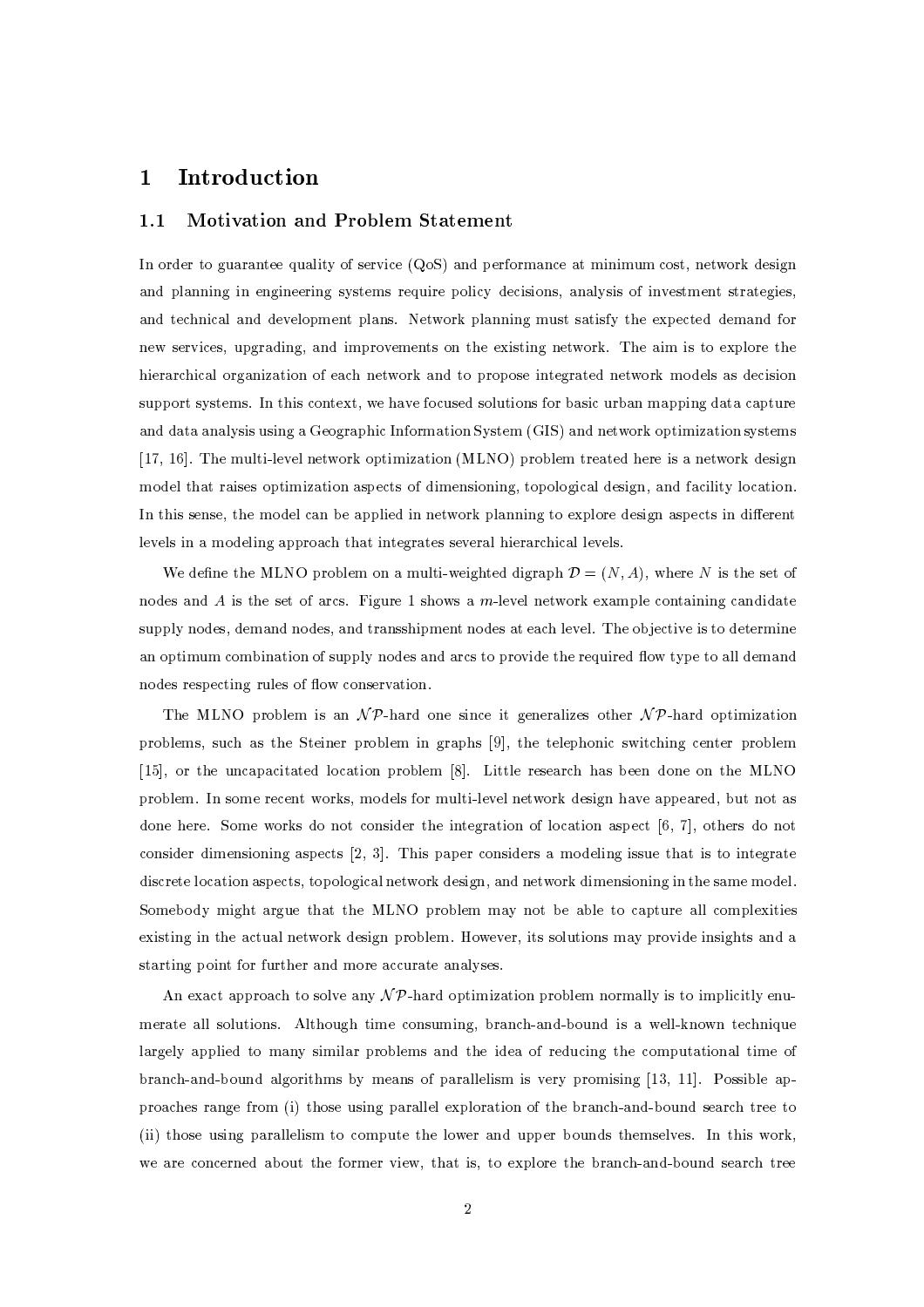# 1 Introduction

## 1.1 Motivation and Problem Statement

In order to guarantee quality of service (QoS) and performance at minimum cost, network design and planning in engineering systems require policy decisions, analysis of investment strategies, and technical and development plans. Network planning must satisfy the expected demand for new services, upgrading, and improvements on the existing network. The aim is to explore the hierarchical organization of each network and to propose integrated network models as decision support systems. In this context, we have focused solutions for basic urban mapping data capture and data analysis using a Geographic Information System (GIS) and network optimization systems [17, 16]. The multi-level network optimization (MLNO) problem treated here is a network design model that raises optimization aspects of dimensioning, topological design, and facility location. In this sense, the model can be applied in network planning to explore design aspects in different levels in a modeling approach that integrates several hierarchical levels.

We define the MLNO problem on a multi-weighted digraph $\mathcal{D} = (N, A)$, where $N$ is the set of nodes and $A$ is the set of arcs. Figure 1 shows a $m$-level network example containing candidate supply nodes, demand nodes, and transshipment nodes at each level. The objective is to determine an optimum combination of supply nodes and arcs to provide the required flow type to all demand nodes respecting rules of flow conservation.

The MLNO problem is an $\mathcal{NP}$-hard one since it generalizes other $\mathcal{NP}$-hard optimization problems, such as the Steiner problem in graphs [9], the telephonic switching center problem [15], or the uncapacitated location problem [8]. Little research has been done on the MLNO problem. In some recent works, models for multi-level network design have appeared, but not as done here. Some works do not consider the integration of location aspect [6, 7], others do not consider dimensioning aspects [2, 3]. This paper considers a modeling issue that is to integrate discrete location aspects, topological network design, and network dimensioning in the same model. Somebody might argue that the MLNO problem may not be able to capture all complexities existing in the actual network design problem. However, its solutions may provide insights and a starting point for further and more accurate analyses.

An exact approach to solve any $\mathcal{NP}$-hard optimization problem normally is to implicitly enumerate all solutions. Although time consuming, branch-and-bound is a well-known technique largely applied to many similar problems and the idea of reducing the computational time of branch-and-bound algorithms by means of parallelism is very promising [13, 11]. Possible approaches range from (i) those using parallel exploration of the branch-and-bound search tree to (ii) those using parallelism to compute the lower and upper bounds themselves. In this work, we are concerned about the former view, that is, to explore the branch-and-bound search tree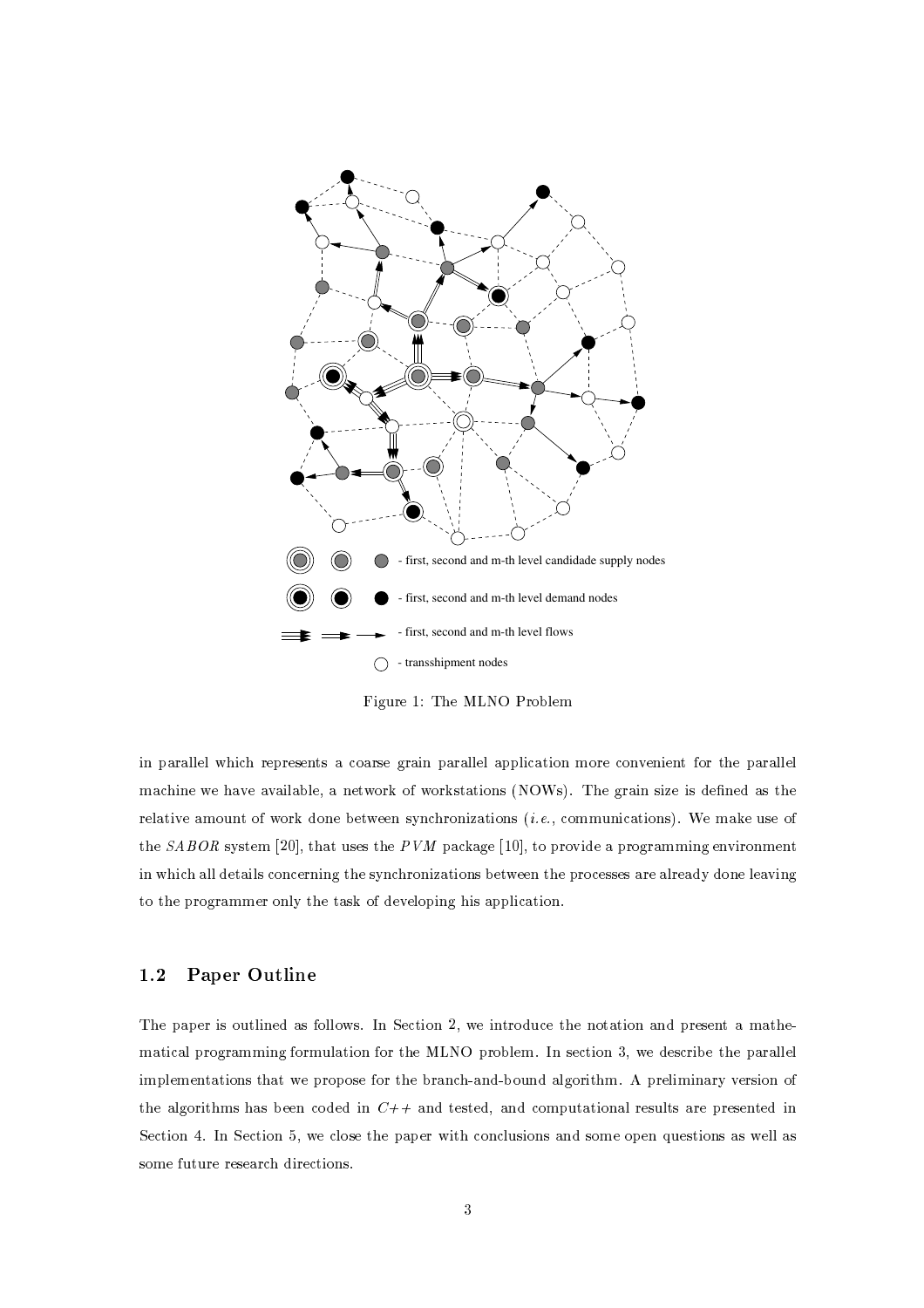Figure 1: The MLNO Problem

in parallel which represents a coarse grain parallel application more convenient for the parallel machine we have available, a network of workstations (NOWs). The grain size is defined as the relative amount of work done between synchronizations (*i.e.*, communications). We make use of the *SABOR* system [20], that uses the *PVM* package [10], to provide a programming environment in which all details concerning the synchronizations between the processes are already done leaving to the programmer only the task of developing his application.

## 1.2 Paper Outline

The paper is outlined as follows. In Section 2, we introduce the notation and present a mathematical programming formulation for the MLNO problem. In section 3, we describe the parallel implementations that we propose for the branch-and-bound algorithm. A preliminary version of the algorithms has been coded in *C++* and tested, and computational results are presented in Section 4. In Section 5, we close the paper with conclusions and some open questions as well as some future research directions.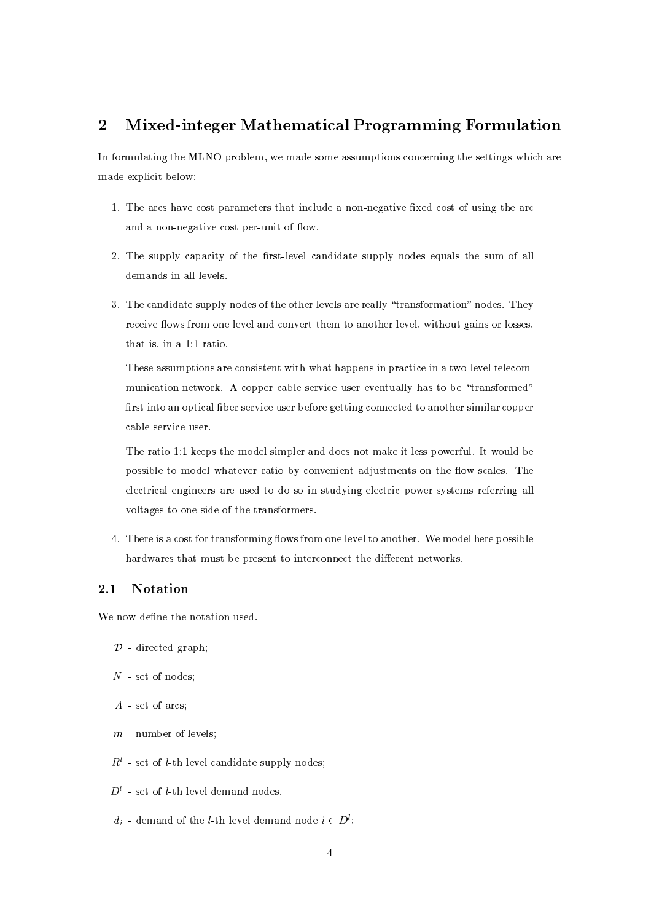## 2 Mixed-integer Mathematical Programming Formulation

In formulating the MLNO problem, we made some assumptions concerning the settings which are made explicit below:

1. The arcs have cost parameters that include a non-negative fixed cost of using the arc and a non-negative cost per-unit of flow.

2. The supply capacity of the first-level candidate supply nodes equals the sum of all demands in all levels.

3. The candidate supply nodes of the other levels are really "transformation" nodes. They receive flows from one level and convert them to another level, without gains or losses, that is, in a 1:1 ratio.

   These assumptions are consistent with what happens in practice in a two-level telecommunication network. A copper cable service user eventually has to be "transformed" first into an optical fiber service user before getting connected to another similar copper cable service user.

   The ratio 1:1 keeps the model simpler and does not make it less powerful. It would be possible to model whatever ratio by convenient adjustments on the flow scales. The electrical engineers are used to do so in studying electric power systems referring all voltages to one side of the transformers.

4. There is a cost for transforming flows from one level to another. We model here possible hardwares that must be present to interconnect the different networks.

### 2.1 Notation

We now define the notation used.

$\mathcal{D}$ - directed graph;

$N$ - set of nodes;

$A$ - set of arcs;

$m$ - number of levels;

$R^l$ - set of $l$-th level candidate supply nodes;

$D^l$ - set of $l$-th level demand nodes.

$d_i$ - demand of the $l$-th level demand node $i \in D^l$;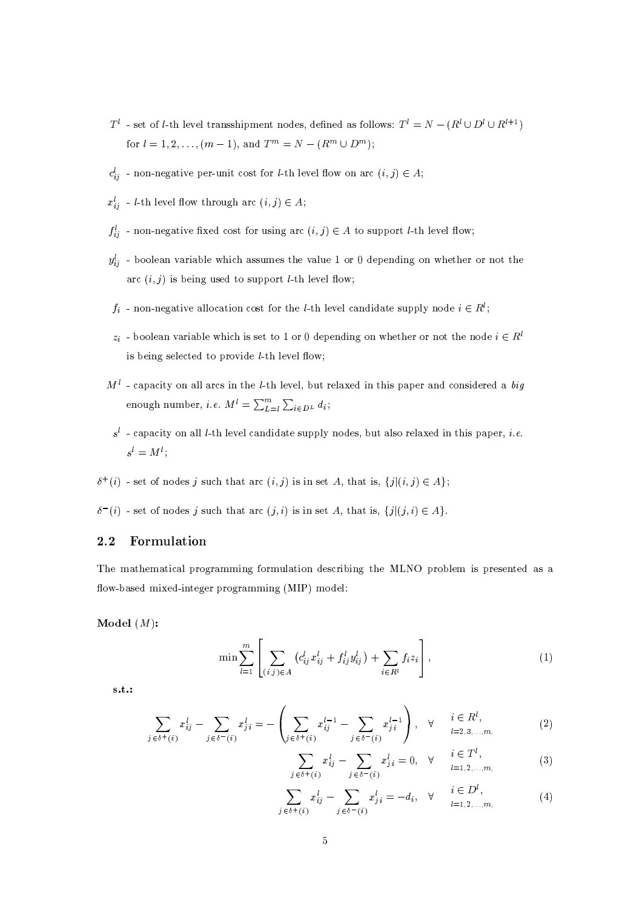- $T^l$ - set of $l$-th level transshipment nodes, defined as follows: $T^l = N - (R^l \cup D^l \cup R^{l+1})$ for $l = 1, 2, \ldots, (m-1)$, and $T^m = N - (R^m \cup D^m)$;
- $c^l_{ij}$ - non-negative per-unit cost for $l$-th level flow on arc $(i, j) \in A$;
- $x^l_{ij}$ - $l$-th level flow through arc $(i, j) \in A$;
- $f^l_{ij}$ - non-negative fixed cost for using arc $(i, j) \in A$ to support $l$-th level flow;
- $y^l_{ij}$ - boolean variable which assumes the value 1 or 0 depending on whether or not the arc $(i, j)$ is being used to support $l$-th level flow;
- $f_i$ - non-negative allocation cost for the $l$-th level candidate supply node $i \in R^l$;
- $z_i$ - boolean variable which is set to 1 or 0 depending on whether or not the node $i \in R^l$ is being selected to provide $l$-th level flow;
- $M^l$ - capacity on all arcs in the $l$-th level, but relaxed in this paper and considered a *big* enough number, *i.e.* $M^l = \sum_{L=l}^{m} \sum_{i \in D^L} d_i$;
- $s^l$ - capacity on all $l$-th level candidate supply nodes, but also relaxed in this paper, *i.e.* $s^l = M^l$;
- $\delta^+(i)$ - set of nodes $j$ such that arc $(i, j)$ is in set $A$, that is, $\{j | (i, j) \in A\}$;
- $\delta^-(i)$ - set of nodes $j$ such that arc $(j, i)$ is in set $A$, that is, $\{j | (j, i) \in A\}$.

## 2.2 Formulation

The mathematical programming formulation describing the MLNO problem is presented as a flow-based mixed-integer programming (MIP) model:

**Model $(M)$:**

$$\min \sum_{l=1}^{m} \left[ \sum_{(i,j) \in A} (c^l_{ij} x^l_{ij} + f^l_{ij} y^l_{ij}) + \sum_{i \in R^l} f_i z_i \right], \tag{1}$$

**s.t.:**

$$\sum_{j \in \delta^+(i)} x^l_{ij} - \sum_{j \in \delta^-(i)} x^l_{ji} = - \left( \sum_{j \in \delta^+(i)} x^{l-1}_{ij} - \sum_{j \in \delta^-(i)} x^{l-1}_{ji} \right), \quad \forall \quad \begin{matrix} i \in R^l, \\ l=2,3,\ldots,m, \end{matrix} \tag{2}$$

$$\sum_{j \in \delta^+(i)} x^l_{ij} - \sum_{j \in \delta^-(i)} x^l_{ji} = 0, \quad \forall \quad \begin{matrix} i \in T^l, \\ l=1,2,\ldots,m, \end{matrix} \tag{3}$$

$$\sum_{j \in \delta^+(i)} x^l_{ij} - \sum_{j \in \delta^-(i)} x^l_{ji} = -d_i, \quad \forall \quad \begin{matrix} i \in D^l, \\ l=1,2,\ldots,m, \end{matrix} \tag{4}$$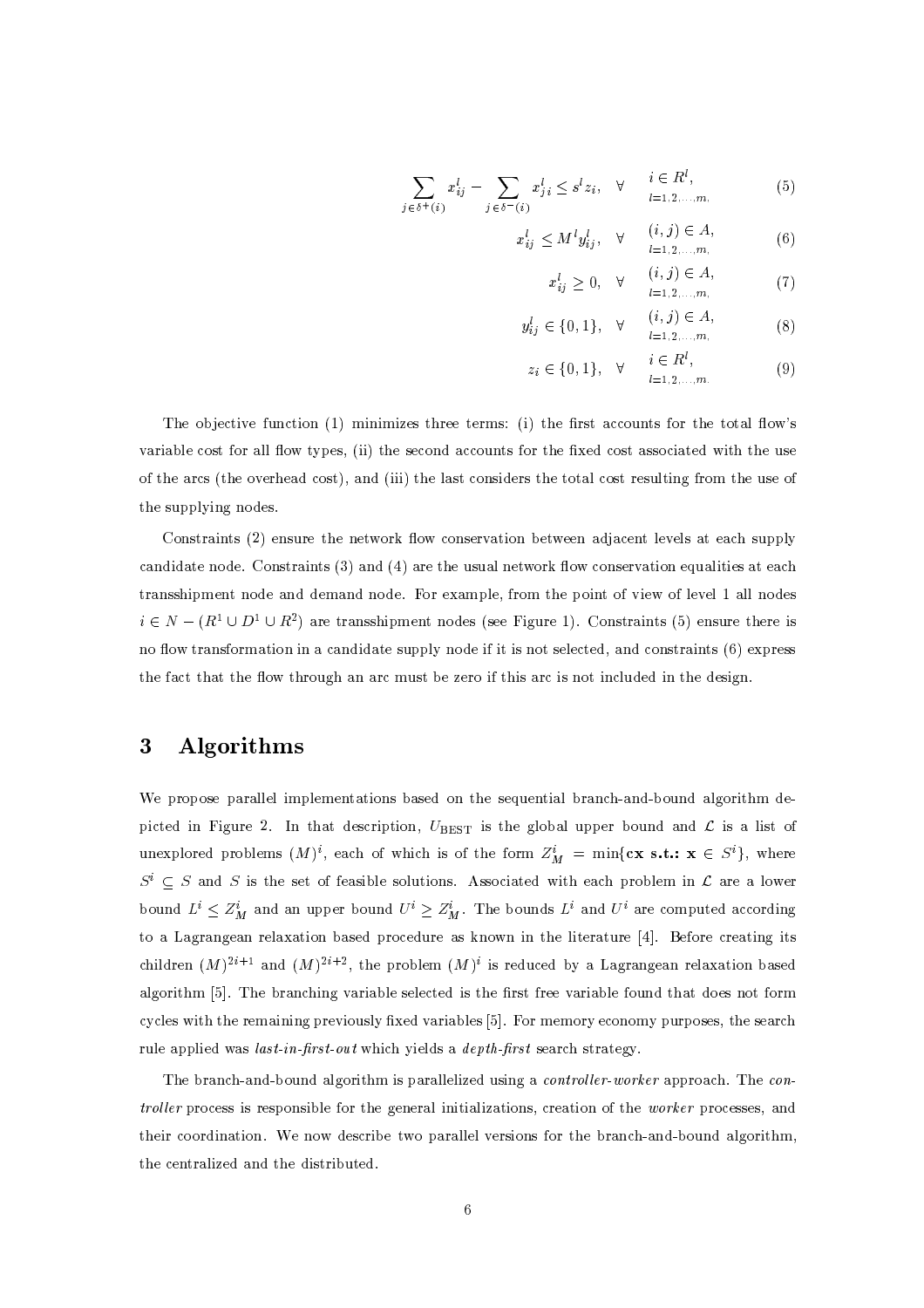$$\sum_{j \in \delta^+(i)} x_{ij}^l - \sum_{j \in \delta^-(i)} x_{ji}^l \leq s^l z_i, \quad \forall \quad \begin{array}{l} i \in R^l, \\ l=1,2,\ldots,m, \end{array} \tag{5}$$

$$x_{ij}^l \leq M^l y_{ij}^l, \quad \forall \quad \begin{array}{l} (i,j) \in A, \\ l=1,2,\ldots,m, \end{array} \tag{6}$$

$$x_{ij}^l \geq 0, \quad \forall \quad \begin{array}{l} (i,j) \in A, \\ l=1,2,\ldots,m, \end{array} \tag{7}$$

$$y_{ij}^l \in \{0,1\}, \quad \forall \quad \begin{array}{l} (i,j) \in A, \\ l=1,2,\ldots,m, \end{array} \tag{8}$$

$$z_i \in \{0,1\}, \quad \forall \quad \begin{array}{l} i \in R^l, \\ l=1,2,\ldots,m. \end{array} \tag{9}$$

The objective function (1) minimizes three terms: (i) the first accounts for the total flow's variable cost for all flow types, (ii) the second accounts for the fixed cost associated with the use of the arcs (the overhead cost), and (iii) the last considers the total cost resulting from the use of the supplying nodes.

Constraints (2) ensure the network flow conservation between adjacent levels at each supply candidate node. Constraints (3) and (4) are the usual network flow conservation equalities at each transshipment node and demand node. For example, from the point of view of level 1 all nodes $i \in N - (R^1 \cup D^1 \cup R^2)$ are transshipment nodes (see Figure 1). Constraints (5) ensure there is no flow transformation in a candidate supply node if it is not selected, and constraints (6) express the fact that the flow through an arc must be zero if this arc is not included in the design.

# 3 Algorithms

We propose parallel implementations based on the sequential branch-and-bound algorithm depicted in Figure 2. In that description, $U_{\text{BEST}}$ is the global upper bound and $\mathcal{L}$ is a list of unexplored problems $(M)^i$, each of which is of the form $Z_M^i = \min\{\mathbf{cx} \text{ s.t.: } \mathbf{x} \in S^i\}$, where $S^i \subseteq S$ and $S$ is the set of feasible solutions. Associated with each problem in $\mathcal{L}$ are a lower bound $L^i \leq Z_M^i$ and an upper bound $U^i \geq Z_M^i$. The bounds $L^i$ and $U^i$ are computed according to a Lagrangean relaxation based procedure as known in the literature [4]. Before creating its children $(M)^{2i+1}$ and $(M)^{2i+2}$, the problem $(M)^i$ is reduced by a Lagrangean relaxation based algorithm [5]. The branching variable selected is the first free variable found that does not form cycles with the remaining previously fixed variables [5]. For memory economy purposes, the search rule applied was *last-in-first-out* which yields a *depth-first* search strategy.

The branch-and-bound algorithm is parallelized using a *controller-worker* approach. The *controller* process is responsible for the general initializations, creation of the *worker* processes, and their coordination. We now describe two parallel versions for the branch-and-bound algorithm, the centralized and the distributed.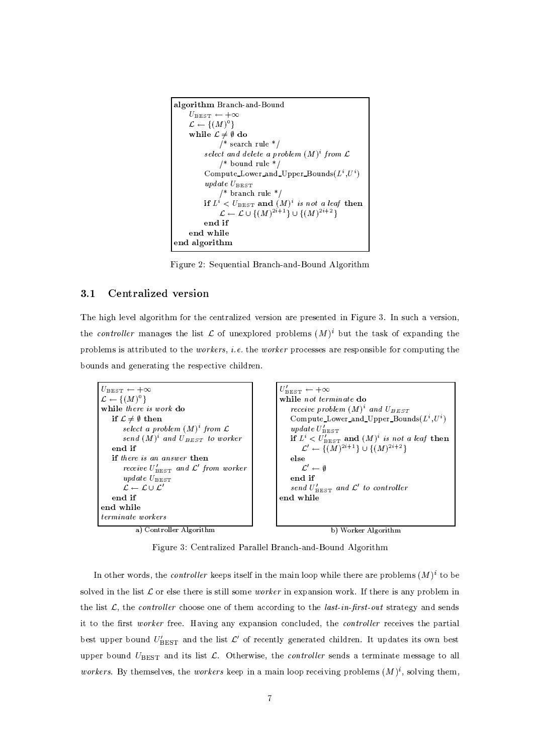```
algorithm Branch-and-Bound
    U_BEST ← +∞
    L ← {(M)^0}
    while L ≠ ∅ do
            /* search rule */
        select and delete a problem (M)^i from L
            /* bound rule */
        Compute_Lower_and_Upper_Bounds(L^i,U^i)
        update U_BEST
            /* branch rule */
        if L^i < U_BEST and (M)^i is not a leaf then
            L ← L ∪ {(M)^{2i+1}} ∪ {(M)^{2i+2}}
        end if
    end while
end algorithm
```

Figure 2: Sequential Branch-and-Bound Algorithm

### 3.1 Centralized version

The high level algorithm for the centralized version are presented in Figure 3. In such a version, the *controller* manages the list $\mathcal{L}$ of unexplored problems $(M)^i$ but the task of expanding the problems is attributed to the *workers*, *i.e.* the *worker* processes are responsible for computing the bounds and generating the respective children.

```
U_BEST ← +∞
L ← {(M)^0}
while there is work do
    if L ≠ ∅ then
        select a problem (M)^i from L
        send (M)^i and U_BEST to worker
    end if
    if there is an answer then
        receive U'_BEST and L' from worker
        update U_BEST
        L ← L ∪ L'
    end if
end while
terminate workers
```

a) Controller Algorithm

```
U'_BEST ← +∞
while not terminate do
    receive problem (M)^i and U_BEST
    Compute_Lower_and_Upper_Bounds(L^i,U^i)
    update U'_BEST
    if L^i < U'_BEST and (M)^i is not a leaf then
        L' ← {(M)^{2i+1}} ∪ {(M)^{2i+2}}
    else
        L' ← ∅
    end if
    send U'_BEST and L' to controller
end while
```

b) Worker Algorithm

Figure 3: Centralized Parallel Branch-and-Bound Algorithm

In other words, the *controller* keeps itself in the main loop while there are problems $(M)^i$ to be solved in the list $\mathcal{L}$ or else there is still some *worker* in expansion work. If there is any problem in the list $\mathcal{L}$, the *controller* choose one of them according to the *last-in-first-out* strategy and sends it to the first *worker* free. Having any expansion concluded, the *controller* receives the partial best upper bound $U'_{\text{BEST}}$ and the list $\mathcal{L}'$ of recently generated children. It updates its own best upper bound $U_{\text{BEST}}$ and its list $\mathcal{L}$. Otherwise, the *controller* sends a terminate message to all *workers*. By themselves, the *workers* keep in a main loop receiving problems $(M)^i$, solving them,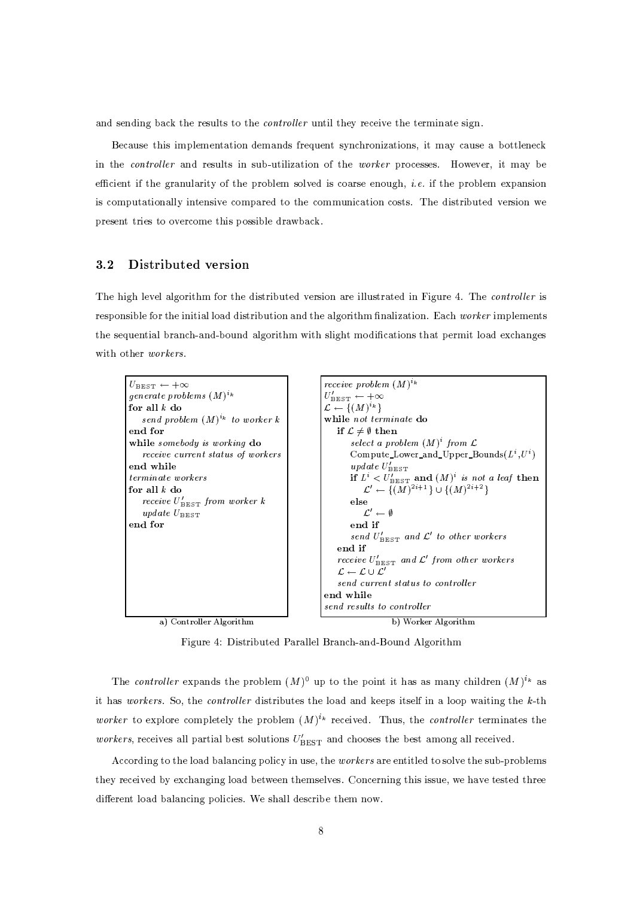and sending back the results to the *controller* until they receive the terminate sign.

Because this implementation demands frequent synchronizations, it may cause a bottleneck in the *controller* and results in sub-utilization of the *worker* processes. However, it may be efficient if the granularity of the problem solved is coarse enough, *i.e.* if the problem expansion is computationally intensive compared to the communication costs. The distributed version we present tries to overcome this possible drawback.

## 3.2 Distributed version

The high level algorithm for the distributed version are illustrated in Figure 4. The *controller* is responsible for the initial load distribution and the algorithm finalization. Each *worker* implements the sequential branch-and-bound algorithm with slight modifications that permit load exchanges with other *workers*.

```
U_BEST ← +∞
generate problems (M)^{i_k}
for all k do
    send problem (M)^{i_k} to worker k
end for
while somebody is working do
    receive current status of workers
end while
terminate workers
for all k do
    receive U'_BEST from worker k
    update U_BEST
end for
```

a) Controller Algorithm

```
receive problem (M)^{i_k}
U'_BEST ← +∞
L ← {(M)^{i_k}}
while not terminate do
    if L ≠ ∅ then
        select a problem (M)^i from L
        Compute_Lower_and_Upper_Bounds(L^i, U^i)
        update U'_BEST
        if L^i < U'_BEST and (M)^i is not a leaf then
            L' ← {(M)^{2i+1}} ∪ {(M)^{2i+2}}
        else
            L' ← ∅
        end if
        send U'_BEST and L' to other workers
    end if
    receive U'_BEST and L' from other workers
    L ← L ∪ L'
    send current status to controller
end while
send results to controller
```

b) Worker Algorithm

Figure 4: Distributed Parallel Branch-and-Bound Algorithm

The *controller* expands the problem $(M)^0$ up to the point it has as many children $(M)^{i_k}$ as it has *workers*. So, the *controller* distributes the load and keeps itself in a loop waiting the $k$-th *worker* to explore completely the problem $(M)^{i_k}$ received. Thus, the *controller* terminates the *workers*, receives all partial best solutions $U'_{\text{BEST}}$ and chooses the best among all received.

According to the load balancing policy in use, the *workers* are entitled to solve the sub-problems they received by exchanging load between themselves. Concerning this issue, we have tested three different load balancing policies. We shall describe them now.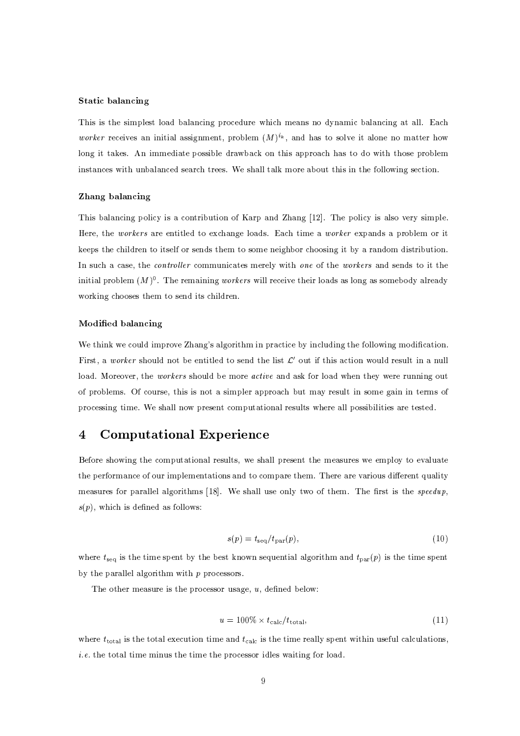### Static balancing

This is the simplest load balancing procedure which means no dynamic balancing at all. Each *worker* receives an initial assignment, problem $(M)^{i_k}$, and has to solve it alone no matter how long it takes. An immediate possible drawback on this approach has to do with those problem instances with unbalanced search trees. We shall talk more about this in the following section.

### Zhang balancing

This balancing policy is a contribution of Karp and Zhang [12]. The policy is also very simple. Here, the *workers* are entitled to exchange loads. Each time a *worker* expands a problem or it keeps the children to itself or sends them to some neighbor choosing it by a random distribution. In such a case, the *controller* communicates merely with *one* of the *workers* and sends to it the initial problem $(M)^0$. The remaining *workers* will receive their loads as long as somebody already working chooses them to send its children.

### Modified balancing

We think we could improve Zhang's algorithm in practice by including the following modification. First, a *worker* should not be entitled to send the list $\mathcal{L}'$ out if this action would result in a null load. Moreover, the *workers* should be more *active* and ask for load when they were running out of problems. Of course, this is not a simpler approach but may result in some gain in terms of processing time. We shall now present computational results where all possibilities are tested.

## 4 Computational Experience

Before showing the computational results, we shall present the measures we employ to evaluate the performance of our implementations and to compare them. There are various different quality measures for parallel algorithms [18]. We shall use only two of them. The first is the *speedup*, $s(p)$, which is defined as follows:

$$s(p) = t_{\text{seq}}/t_{\text{par}}(p), \tag{10}$$

where $t_{\text{seq}}$ is the time spent by the best known sequential algorithm and $t_{\text{par}}(p)$ is the time spent by the parallel algorithm with $p$ processors.

The other measure is the processor usage, $u$, defined below:

$$u = 100\% \times t_{\text{calc}}/t_{\text{total}}, \tag{11}$$

where $t_{\text{total}}$ is the total execution time and $t_{\text{calc}}$ is the time really spent within useful calculations, *i.e.* the total time minus the time the processor idles waiting for load.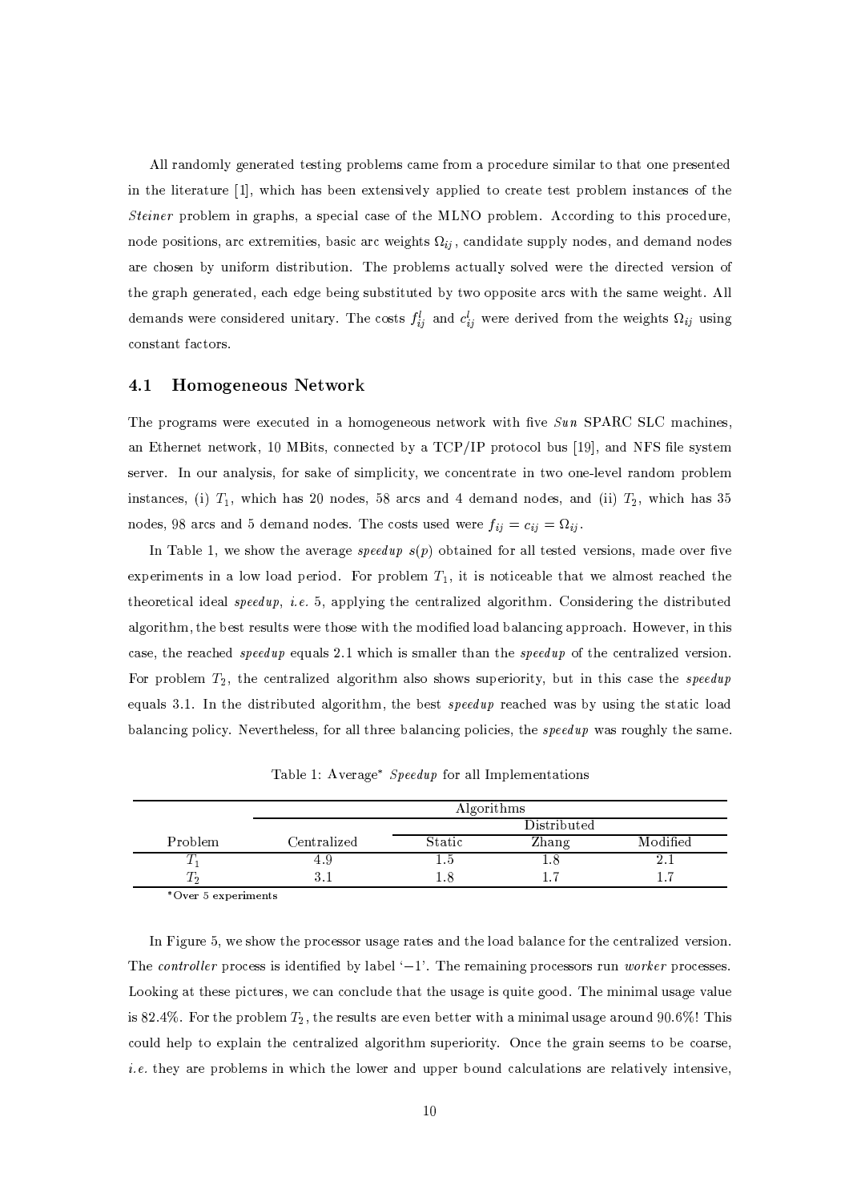All randomly generated testing problems came from a procedure similar to that one presented in the literature [1], which has been extensively applied to create test problem instances of the *Steiner* problem in graphs, a special case of the MLNO problem. According to this procedure, node positions, arc extremities, basic arc weights $\Omega_{ij}$, candidate supply nodes, and demand nodes are chosen by uniform distribution. The problems actually solved were the directed version of the graph generated, each edge being substituted by two opposite arcs with the same weight. All demands were considered unitary. The costs $f_{ij}^l$ and $c_{ij}^l$ were derived from the weights $\Omega_{ij}$ using constant factors.

### 4.1 Homogeneous Network

The programs were executed in a homogeneous network with five *Sun* SPARC SLC machines, an Ethernet network, 10 MBits, connected by a TCP/IP protocol bus [19], and NFS file system server. In our analysis, for sake of simplicity, we concentrate in two one-level random problem instances, (i) $T_1$, which has 20 nodes, 58 arcs and 4 demand nodes, and (ii) $T_2$, which has 35 nodes, 98 arcs and 5 demand nodes. The costs used were $f_{ij} = c_{ij} = \Omega_{ij}$.

In Table 1, we show the average *speedup* $s(p)$ obtained for all tested versions, made over five experiments in a low load period. For problem $T_1$, it is noticeable that we almost reached the theoretical ideal *speedup*, *i.e.* 5, applying the centralized algorithm. Considering the distributed algorithm, the best results were those with the modified load balancing approach. However, in this case, the reached *speedup* equals 2.1 which is smaller than the *speedup* of the centralized version. For problem $T_2$, the centralized algorithm also shows superiority, but in this case the *speedup* equals 3.1. In the distributed algorithm, the best *speedup* reached was by using the static load balancing policy. Nevertheless, for all three balancing policies, the *speedup* was roughly the same.

Table 1: Average* *Speedup* for all Implementations

| | Algorithms | | | |
|---|---|---|---|---|
| | | Distributed | | |
| Problem | Centralized | Static | Zhang | Modified |
| $T_1$ | 4.9 | 1.5 | 1.8 | 2.1 |
| $T_2$ | 3.1 | 1.8 | 1.7 | 1.7 |

*Over 5 experiments

In Figure 5, we show the processor usage rates and the load balance for the centralized version. The *controller* process is identified by label '$-1$'. The remaining processors run *worker* processes. Looking at these pictures, we can conclude that the usage is quite good. The minimal usage value is 82.4%. For the problem $T_2$, the results are even better with a minimal usage around 90.6%! This could help to explain the centralized algorithm superiority. Once the grain seems to be coarse, *i.e.* they are problems in which the lower and upper bound calculations are relatively intensive,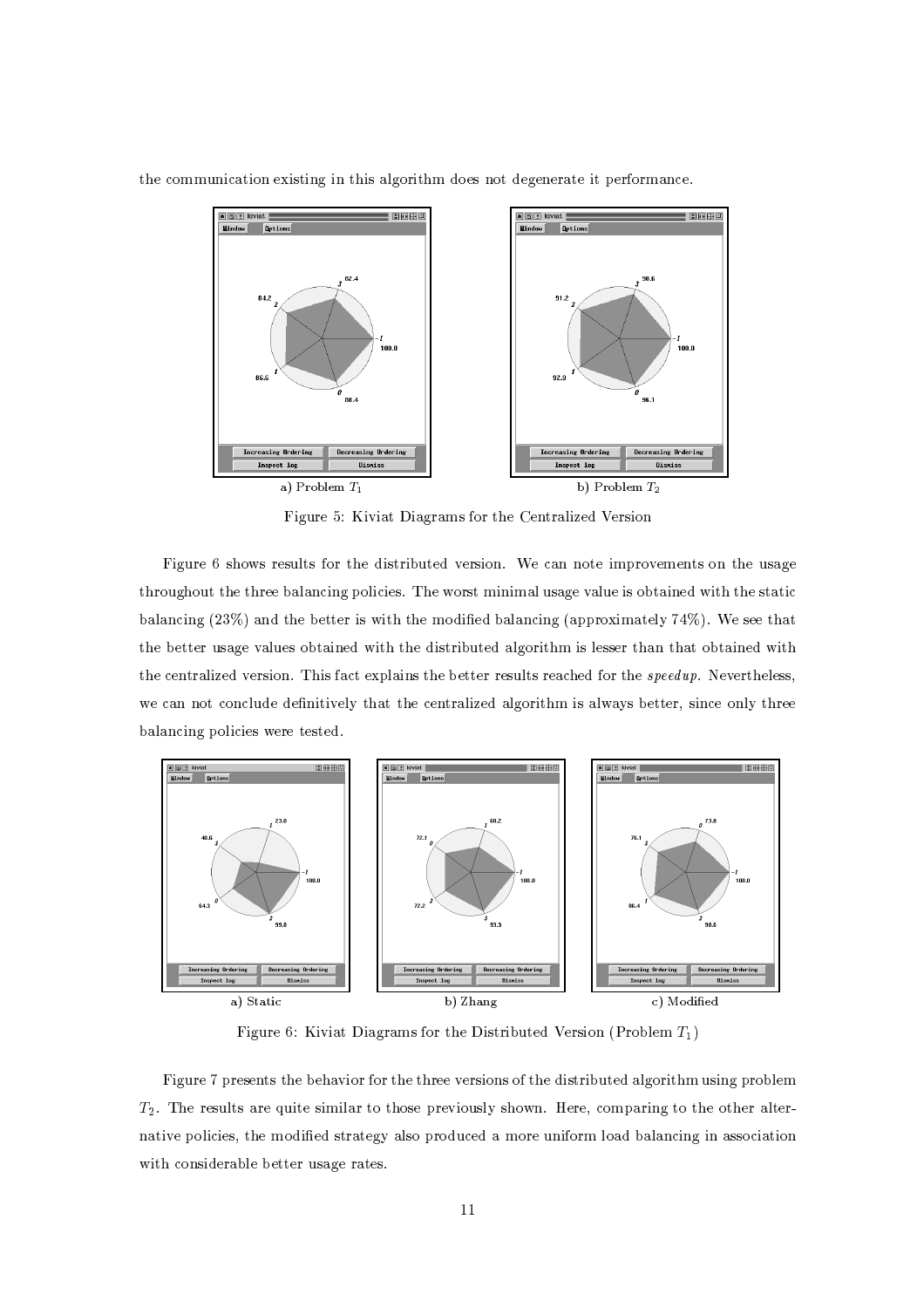the communication existing in this algorithm does not degenerate it performance.

a) Problem $T_1$

b) Problem $T_2$

Figure 5: Kiviat Diagrams for the Centralized Version

Figure 6 shows results for the distributed version. We can note improvements on the usage throughout the three balancing policies. The worst minimal usage value is obtained with the static balancing (23%) and the better is with the modified balancing (approximately 74%). We see that the better usage values obtained with the distributed algorithm is lesser than that obtained with the centralized version. This fact explains the better results reached for the *speedup*. Nevertheless, we can not conclude definitively that the centralized algorithm is always better, since only three balancing policies were tested.

a) Static

b) Zhang

c) Modified

Figure 6: Kiviat Diagrams for the Distributed Version (Problem $T_1$)

Figure 7 presents the behavior for the three versions of the distributed algorithm using problem $T_2$. The results are quite similar to those previously shown. Here, comparing to the other alternative policies, the modified strategy also produced a more uniform load balancing in association with considerable better usage rates.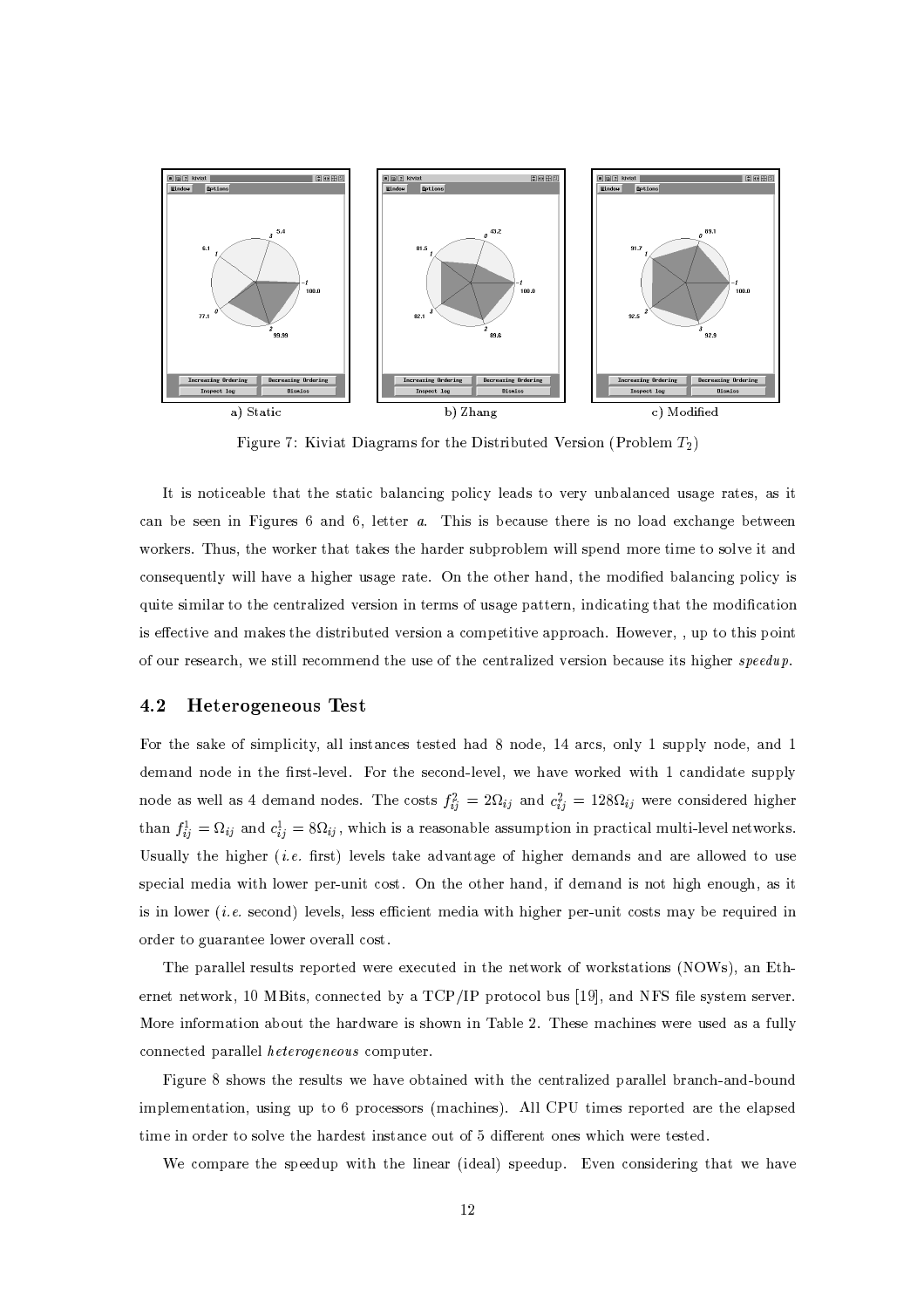a) Static b) Zhang c) Modified

Figure 7: Kiviat Diagrams for the Distributed Version (Problem $T_2$)

It is noticeable that the static balancing policy leads to very unbalanced usage rates, as it can be seen in Figures 6 and 6, letter *a*. This is because there is no load exchange between workers. Thus, the worker that takes the harder subproblem will spend more time to solve it and consequently will have a higher usage rate. On the other hand, the modified balancing policy is quite similar to the centralized version in terms of usage pattern, indicating that the modification is effective and makes the distributed version a competitive approach. However, , up to this point of our research, we still recommend the use of the centralized version because its higher *speedup*.

## 4.2 Heterogeneous Test

For the sake of simplicity, all instances tested had 8 node, 14 arcs, only 1 supply node, and 1 demand node in the first-level. For the second-level, we have worked with 1 candidate supply node as well as 4 demand nodes. The costs $f_{ij}^2 = 2\Omega_{ij}$ and $c_{ij}^2 = 128\Omega_{ij}$ were considered higher than $f_{ij}^1 = \Omega_{ij}$ and $c_{ij}^1 = 8\Omega_{ij}$, which is a reasonable assumption in practical multi-level networks. Usually the higher (*i.e.* first) levels take advantage of higher demands and are allowed to use special media with lower per-unit cost. On the other hand, if demand is not high enough, as it is in lower (*i.e.* second) levels, less efficient media with higher per-unit costs may be required in order to guarantee lower overall cost.

The parallel results reported were executed in the network of workstations (NOWs), an Ethernet network, 10 MBits, connected by a TCP/IP protocol bus [19], and NFS file system server. More information about the hardware is shown in Table 2. These machines were used as a fully connected parallel *heterogeneous* computer.

Figure 8 shows the results we have obtained with the centralized parallel branch-and-bound implementation, using up to 6 processors (machines). All CPU times reported are the elapsed time in order to solve the hardest instance out of 5 different ones which were tested.

We compare the speedup with the linear (ideal) speedup. Even considering that we have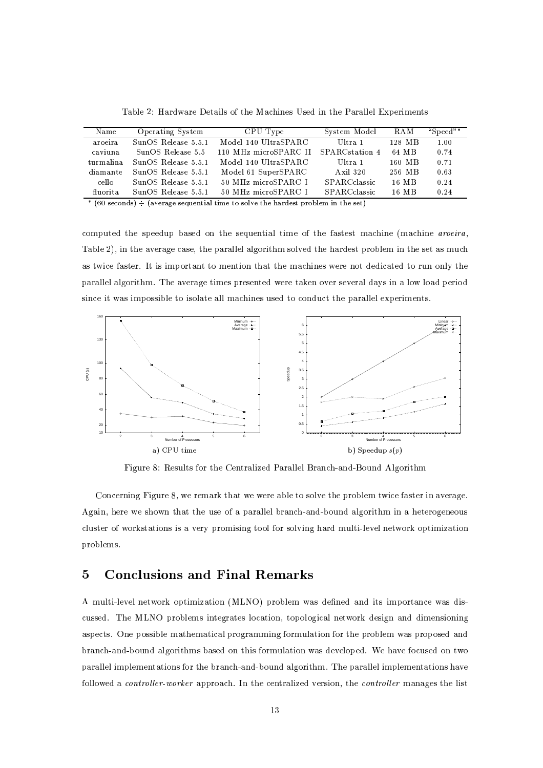Table 2: Hardware Details of the Machines Used in the Parallel Experiments

| Name | Operating System | CPU Type | System Model | RAM | "Speed"* |
|---|---|---|---|---|---|
| aroeira | SunOS Release 5.5.1 | Model 140 UltraSPARC | Ultra 1 | 128 MB | 1.00 |
| caviuna | SunOS Release 5.5 | 110 MHz microSPARC II | SPARCstation 4 | 64 MB | 0.74 |
| turmalina | SunOS Release 5.5.1 | Model 140 UltraSPARC | Ultra 1 | 160 MB | 0.71 |
| diamante | SunOS Release 5.5.1 | Model 61 SuperSPARC | Axil 320 | 256 MB | 0.63 |
| cello | SunOS Release 5.5.1 | 50 MHz microSPARC I | SPARCclassic | 16 MB | 0.24 |
| fluorita | SunOS Release 5.5.1 | 50 MHz microSPARC I | SPARCclassic | 16 MB | 0.24 |

* (60 seconds) ÷ (average sequential time to solve the hardest problem in the set)

computed the speedup based on the sequential time of the fastest machine (machine *aroeira*, Table 2), in the average case, the parallel algorithm solved the hardest problem in the set as much as twice faster. It is important to mention that the machines were not dedicated to run only the parallel algorithm. The average times presented were taken over several days in a low load period since it was impossible to isolate all machines used to conduct the parallel experiments.

a) CPU time

b) Speedup $s(p)$

Figure 8: Results for the Centralized Parallel Branch-and-Bound Algorithm

Concerning Figure 8, we remark that we were able to solve the problem twice faster in average. Again, here we shown that the use of a parallel branch-and-bound algorithm in a heterogeneous cluster of workstations is a very promising tool for solving hard multi-level network optimization problems.

# 5 Conclusions and Final Remarks

A multi-level network optimization (MLNO) problem was defined and its importance was discussed. The MLNO problems integrates location, topological network design and dimensioning aspects. One possible mathematical programming formulation for the problem was proposed and branch-and-bound algorithms based on this formulation was developed. We have focused on two parallel implementations for the branch-and-bound algorithm. The parallel implementations have followed a *controller-worker* approach. In the centralized version, the *controller* manages the list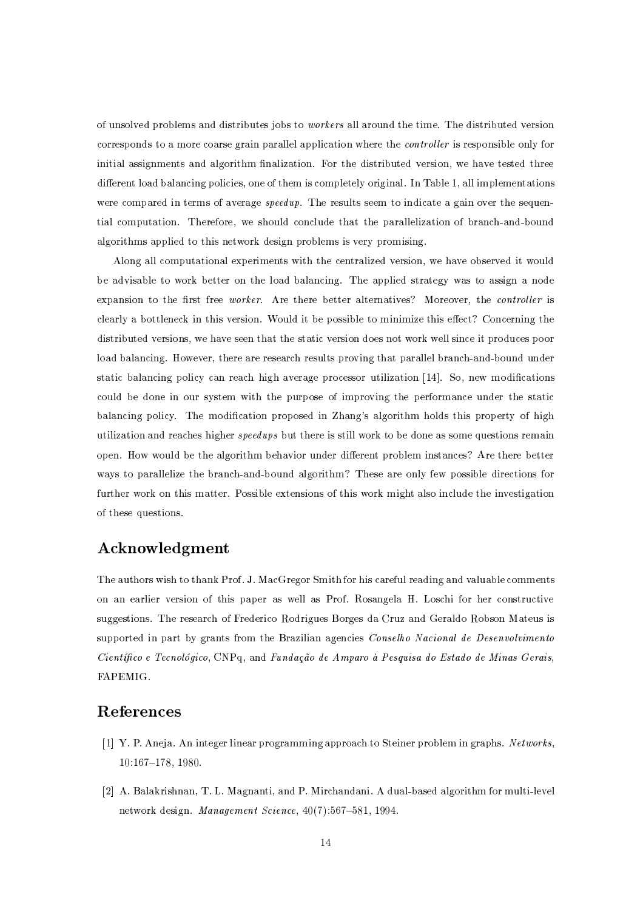of unsolved problems and distributes jobs to *workers* all around the time. The distributed version corresponds to a more coarse grain parallel application where the *controller* is responsible only for initial assignments and algorithm finalization. For the distributed version, we have tested three different load balancing policies, one of them is completely original. In Table 1, all implementations were compared in terms of average *speedup*. The results seem to indicate a gain over the sequential computation. Therefore, we should conclude that the parallelization of branch-and-bound algorithms applied to this network design problems is very promising.

Along all computational experiments with the centralized version, we have observed it would be advisable to work better on the load balancing. The applied strategy was to assign a node expansion to the first free *worker*. Are there better alternatives? Moreover, the *controller* is clearly a bottleneck in this version. Would it be possible to minimize this effect? Concerning the distributed versions, we have seen that the static version does not work well since it produces poor load balancing. However, there are research results proving that parallel branch-and-bound under static balancing policy can reach high average processor utilization [14]. So, new modifications could be done in our system with the purpose of improving the performance under the static balancing policy. The modification proposed in Zhang's algorithm holds this property of high utilization and reaches higher *speedups* but there is still work to be done as some questions remain open. How would be the algorithm behavior under different problem instances? Are there better ways to parallelize the branch-and-bound algorithm? These are only few possible directions for further work on this matter. Possible extensions of this work might also include the investigation of these questions.

## Acknowledgment

The authors wish to thank Prof. J. MacGregor Smith for his careful reading and valuable comments on an earlier version of this paper as well as Prof. Rosangela H. Loschi for her constructive suggestions. The research of Frederico Rodrigues Borges da Cruz and Geraldo Robson Mateus is supported in part by grants from the Brazilian agencies *Conselho Nacional de Desenvolvimento Científico e Tecnológico*, CNPq, and *Fundação de Amparo à Pesquisa do Estado de Minas Gerais*, FAPEMIG.

## References

[1] Y. P. Aneja. An integer linear programming approach to Steiner problem in graphs. *Networks*, 10:167–178, 1980.

[2] A. Balakrishnan, T. L. Magnanti, and P. Mirchandani. A dual-based algorithm for multi-level network design. *Management Science*, 40(7):567–581, 1994.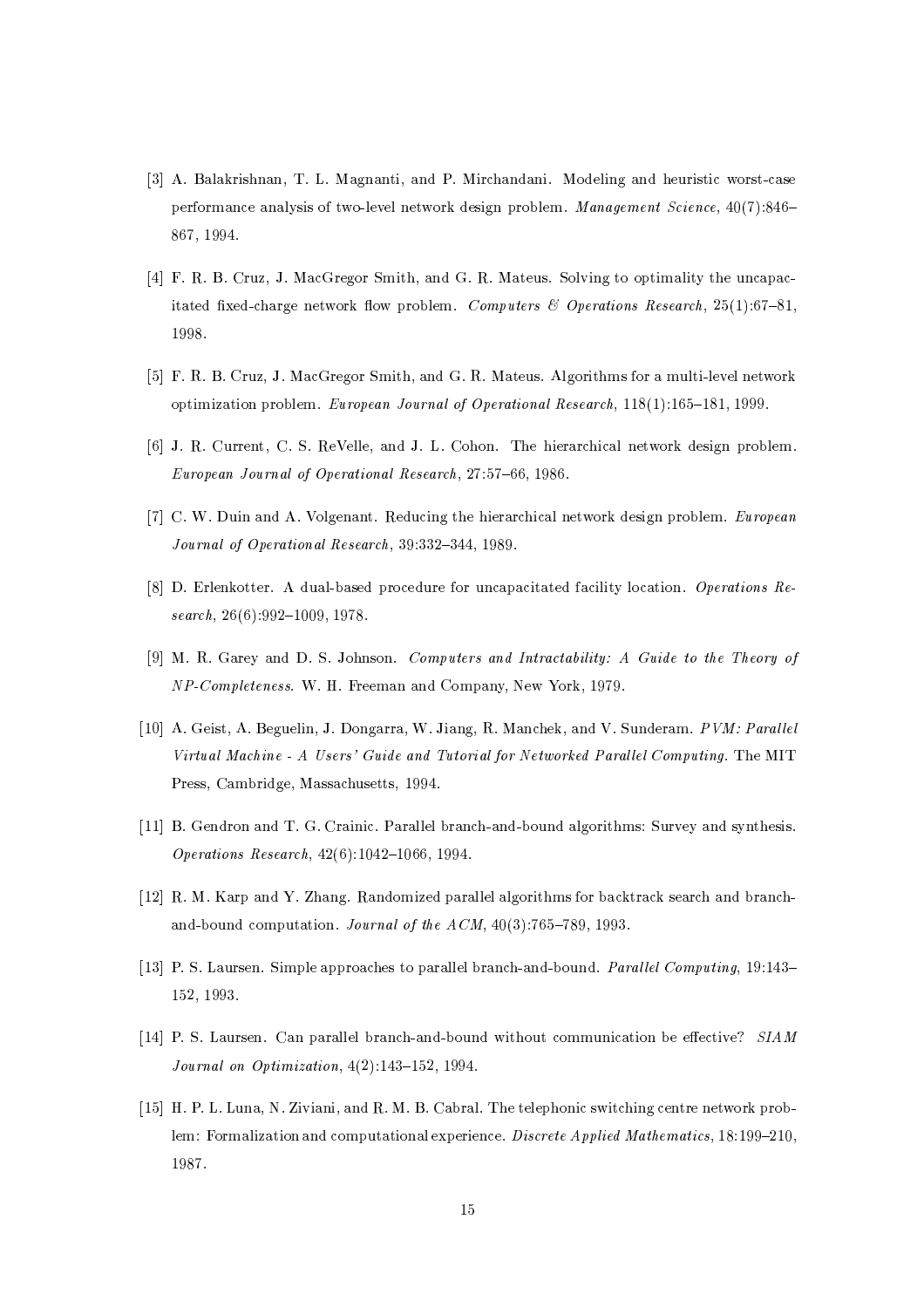[3] A. Balakrishnan, T. L. Magnanti, and P. Mirchandani. Modeling and heuristic worst-case performance analysis of two-level network design problem. *Management Science*, 40(7):846–867, 1994.

[4] F. R. B. Cruz, J. MacGregor Smith, and G. R. Mateus. Solving to optimality the uncapacitated fixed-charge network flow problem. *Computers & Operations Research*, 25(1):67–81, 1998.

[5] F. R. B. Cruz, J. MacGregor Smith, and G. R. Mateus. Algorithms for a multi-level network optimization problem. *European Journal of Operational Research*, 118(1):165–181, 1999.

[6] J. R. Current, C. S. ReVelle, and J. L. Cohon. The hierarchical network design problem. *European Journal of Operational Research*, 27:57–66, 1986.

[7] C. W. Duin and A. Volgenant. Reducing the hierarchical network design problem. *European Journal of Operational Research*, 39:332–344, 1989.

[8] D. Erlenkotter. A dual-based procedure for uncapacitated facility location. *Operations Research*, 26(6):992–1009, 1978.

[9] M. R. Garey and D. S. Johnson. *Computers and Intractability: A Guide to the Theory of NP-Completeness*. W. H. Freeman and Company, New York, 1979.

[10] A. Geist, A. Beguelin, J. Dongarra, W. Jiang, R. Manchek, and V. Sunderam. *PVM: Parallel Virtual Machine - A Users' Guide and Tutorial for Networked Parallel Computing*. The MIT Press, Cambridge, Massachusetts, 1994.

[11] B. Gendron and T. G. Crainic. Parallel branch-and-bound algorithms: Survey and synthesis. *Operations Research*, 42(6):1042–1066, 1994.

[12] R. M. Karp and Y. Zhang. Randomized parallel algorithms for backtrack search and branch-and-bound computation. *Journal of the ACM*, 40(3):765–789, 1993.

[13] P. S. Laursen. Simple approaches to parallel branch-and-bound. *Parallel Computing*, 19:143–152, 1993.

[14] P. S. Laursen. Can parallel branch-and-bound without communication be effective? *SIAM Journal on Optimization*, 4(2):143–152, 1994.

[15] H. P. L. Luna, N. Ziviani, and R. M. B. Cabral. The telephonic switching centre network problem: Formalization and computational experience. *Discrete Applied Mathematics*, 18:199–210, 1987.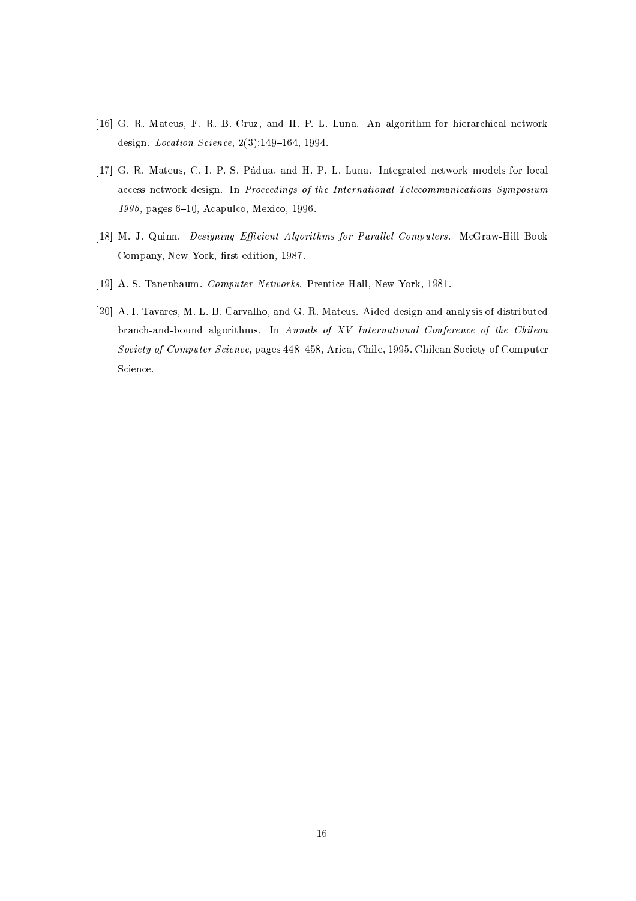[16] G. R. Mateus, F. R. B. Cruz, and H. P. L. Luna. An algorithm for hierarchical network design. *Location Science*, 2(3):149–164, 1994.

[17] G. R. Mateus, C. I. P. S. Pádua, and H. P. L. Luna. Integrated network models for local access network design. In *Proceedings of the International Telecommunications Symposium 1996*, pages 6–10, Acapulco, Mexico, 1996.

[18] M. J. Quinn. *Designing Efficient Algorithms for Parallel Computers*. McGraw-Hill Book Company, New York, first edition, 1987.

[19] A. S. Tanenbaum. *Computer Networks*. Prentice-Hall, New York, 1981.

[20] A. I. Tavares, M. L. B. Carvalho, and G. R. Mateus. Aided design and analysis of distributed branch-and-bound algorithms. In *Annals of XV International Conference of the Chilean Society of Computer Science*, pages 448–458, Arica, Chile, 1995. Chilean Society of Computer Science.